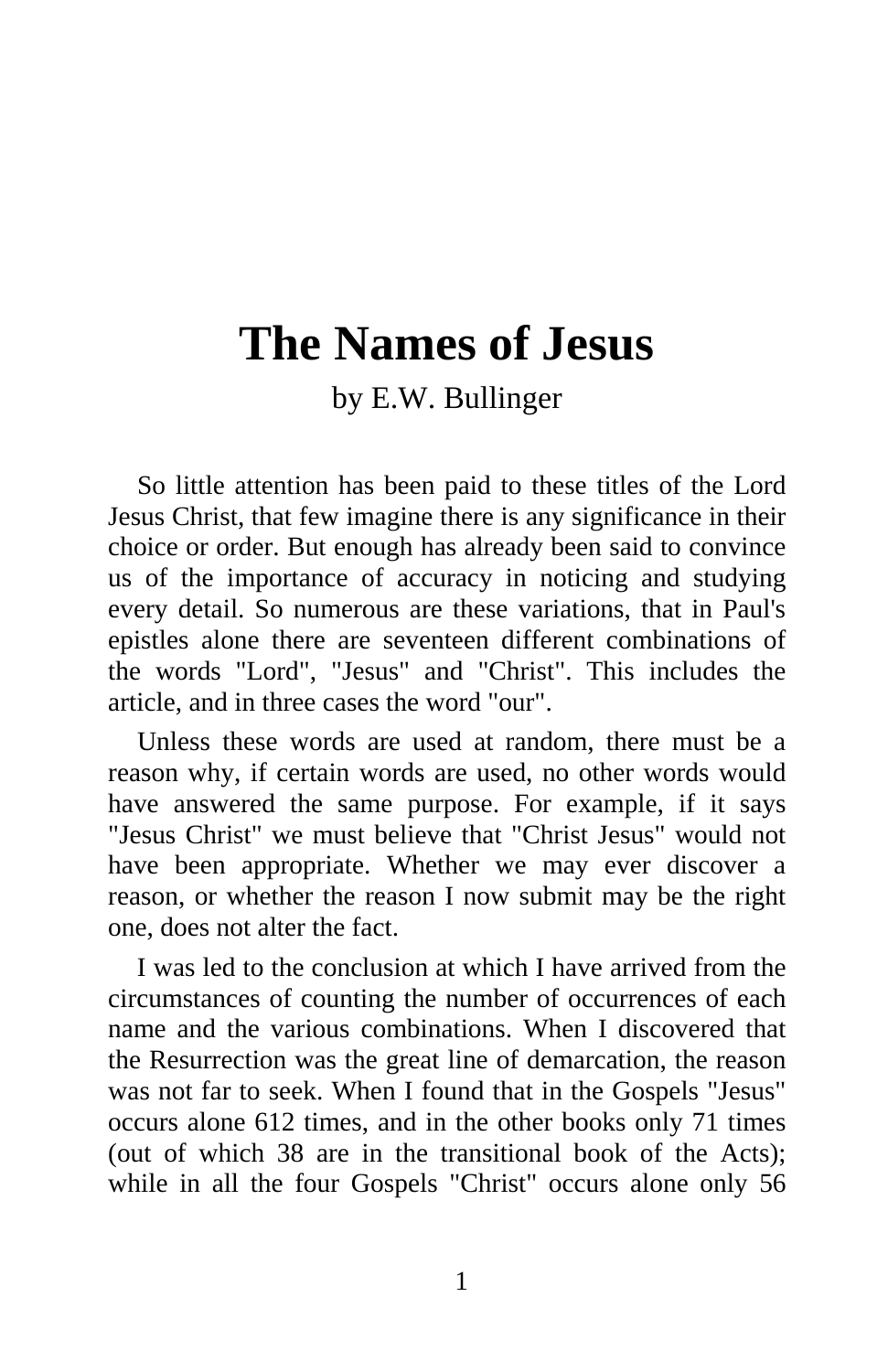# The Names of Jesus

by E.W. Bullinger

So little attention has been paid to these titles of the Lord Jesus Christ, that few imagine there is any significance in their choice or order. But enough has already been said to convince us of the importance of accuracy in noticing and studying every detail. So numerous are these variations, that in Paul's epistles alone there are seventeen different combinations of the words "Lord", "Jesus" and "Christ". This includes the article, and in three cases the word "our".

Unless these words are used at random, there must be a reason why, if certain words are used, no other words would have answered the same purpose. For example, if it says "Jesus Christ" we must believe that "Christ Jesus" would not have been appropriate. Whether we may ever discover a reason, or whether the reason I now submit may be the right one, does not alter the fact.

I was led to the conclusion at which I have arrived from the circumstances of counting the number of occurrences of each name and the various combinations. When I discovered that the Resurrection was the great line of demarcation, the reason was not far to seek. When I found that in the Gospels "Jesus" occurs alone 612 times, and in the other books only 71 times (out of which 38 are in the transitional book of the Acts); while in all the four Gospels "Christ" occurs alone only 56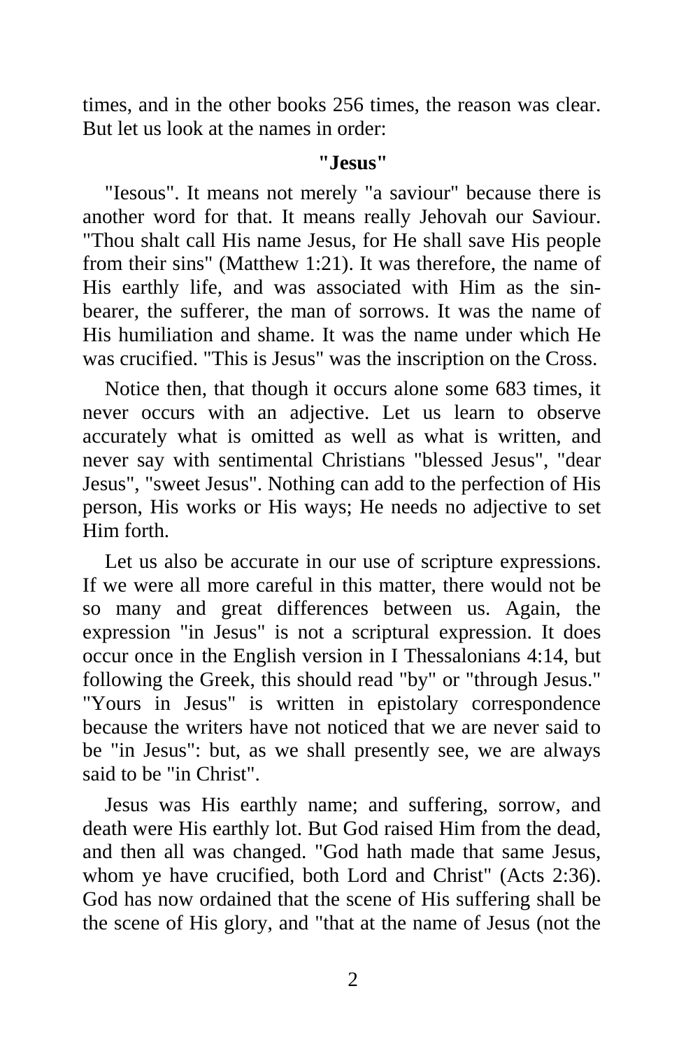times, and in the other books 256 times, the reason was clear. But let us look at the names in order:

### "Jesus"

"Iesous". It means not merely "a saviour" because there is another word for that. It means really Jehovah our Saviour. "Thou shalt call His name Jesus, for He shall save His people from their sins" (Matthew 1:21). It was therefore, the name of His earthly life, and was associated with Him as the sin-bearer, the sufferer, the man of sorrows. It was the name of His humiliation and shame. It was the name under which He was crucified. "This is Jesus" was the inscription on the Cross.

Notice then, that though it occurs alone some 683 times, it never occurs with an adjective. Let us learn to observe accurately what is omitted as well as what is written, and never say with sentimental Christians "blessed Jesus", "dear Jesus", "sweet Jesus". Nothing can add to the perfection of His person, His works or His ways; He needs no adjective to set Him forth.

Let us also be accurate in our use of scripture expressions. If we were all more careful in this matter, there would not be so many and great differences between us. Again, the expression "in Jesus" is not a scriptural expression. It does occur once in the English version in I Thessalonians 4:14, but following the Greek, this should read "by" or "through Jesus." "Yours in Jesus" is written in epistolary correspondence because the writers have not noticed that we are never said to be "in Jesus": but, as we shall presently see, we are always said to be "in Christ".

Jesus was His earthly name; and suffering, sorrow, and death were His earthly lot. But God raised Him from the dead, and then all was changed. "God hath made that same Jesus, whom ye have crucified, both Lord and Christ" (Acts 2:36). God has now ordained that the scene of His suffering shall be the scene of His glory, and "that at the name of Jesus (not the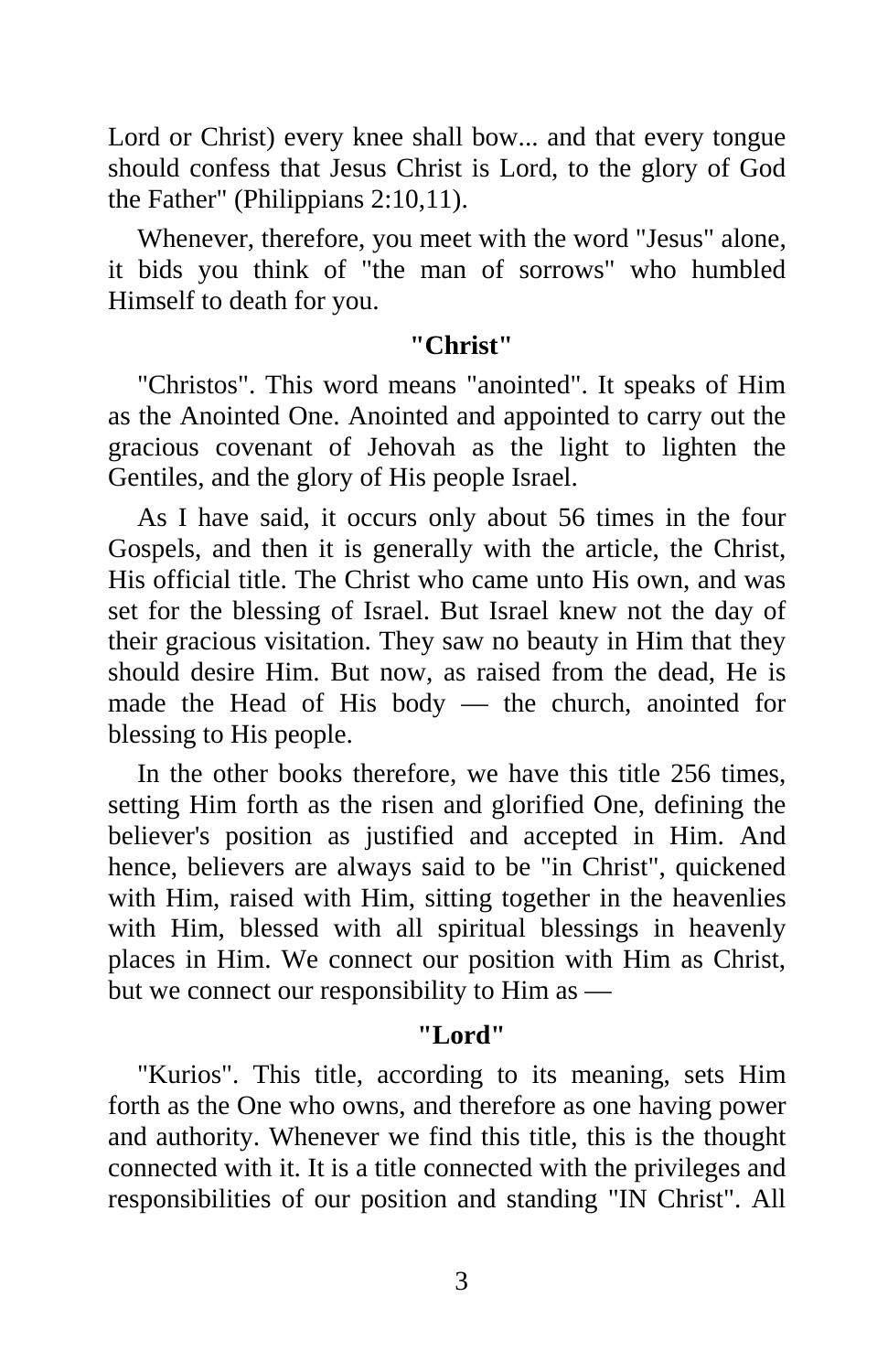Lord or Christ) every knee shall bow... and that every tongue should confess that Jesus Christ is Lord, to the glory of God the Father" (Philippians 2:10,11).

Whenever, therefore, you meet with the word "Jesus" alone, it bids you think of "the man of sorrows" who humbled Himself to death for you.

### "Christ"

"Christos". This word means "anointed". It speaks of Him as the Anointed One. Anointed and appointed to carry out the gracious covenant of Jehovah as the light to lighten the Gentiles, and the glory of His people Israel.

As I have said, it occurs only about 56 times in the four Gospels, and then it is generally with the article, the Christ, His official title. The Christ who came unto His own, and was set for the blessing of Israel. But Israel knew not the day of their gracious visitation. They saw no beauty in Him that they should desire Him. But now, as raised from the dead, He is made the Head of His body — the church, anointed for blessing to His people.

In the other books therefore, we have this title 256 times, setting Him forth as the risen and glorified One, defining the believer's position as justified and accepted in Him. And hence, believers are always said to be "in Christ", quickened with Him, raised with Him, sitting together in the heavenlies with Him, blessed with all spiritual blessings in heavenly places in Him. We connect our position with Him as Christ, but we connect our responsibility to Him as —

### "Lord"

"Kurios". This title, according to its meaning, sets Him forth as the One who owns, and therefore as one having power and authority. Whenever we find this title, this is the thought connected with it. It is a title connected with the privileges and responsibilities of our position and standing "IN Christ". All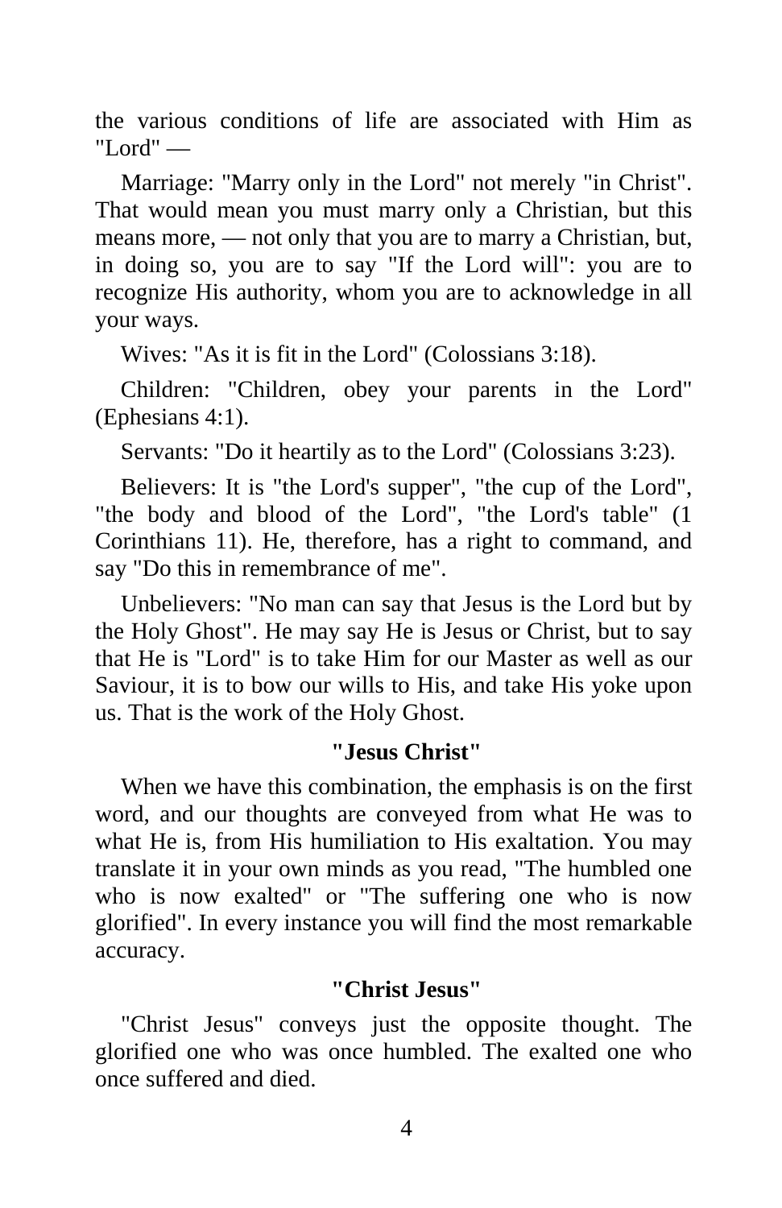the various conditions of life are associated with Him as "Lord" —

Marriage: "Marry only in the Lord" not merely "in Christ". That would mean you must marry only a Christian, but this means more, — not only that you are to marry a Christian, but, in doing so, you are to say "If the Lord will": you are to recognize His authority, whom you are to acknowledge in all your ways.

Wives: "As it is fit in the Lord" (Colossians 3:18).

Children: "Children, obey your parents in the Lord" (Ephesians 4:1).

Servants: "Do it heartily as to the Lord" (Colossians 3:23).

Believers: It is "the Lord's supper", "the cup of the Lord", "the body and blood of the Lord", "the Lord's table" (1 Corinthians 11). He, therefore, has a right to command, and say "Do this in remembrance of me".

Unbelievers: "No man can say that Jesus is the Lord but by the Holy Ghost". He may say He is Jesus or Christ, but to say that He is "Lord" is to take Him for our Master as well as our Saviour, it is to bow our wills to His, and take His yoke upon us. That is the work of the Holy Ghost.

### "Jesus Christ"

When we have this combination, the emphasis is on the first word, and our thoughts are conveyed from what He was to what He is, from His humiliation to His exaltation. You may translate it in your own minds as you read, "The humbled one who is now exalted" or "The suffering one who is now glorified". In every instance you will find the most remarkable accuracy.

### "Christ Jesus"

"Christ Jesus" conveys just the opposite thought. The glorified one who was once humbled. The exalted one who once suffered and died.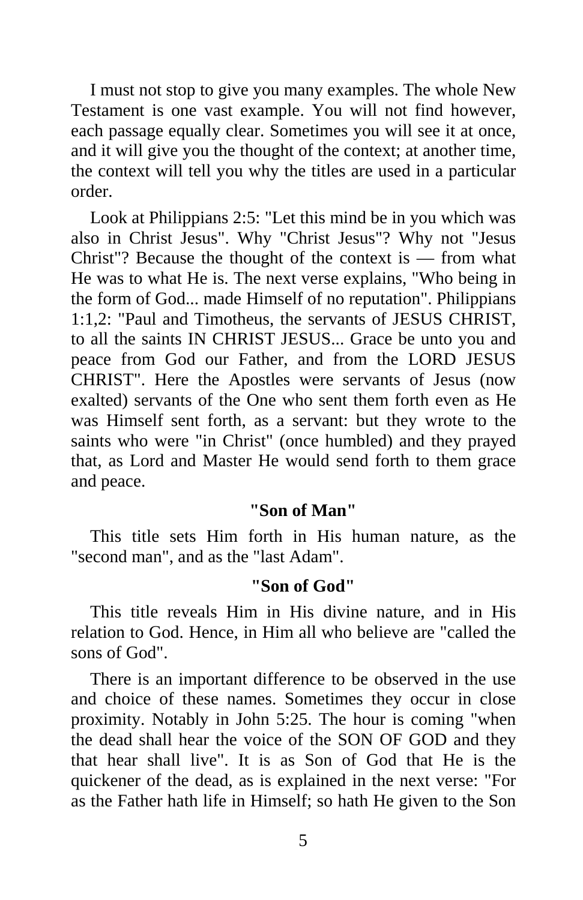I must not stop to give you many examples. The whole New Testament is one vast example. You will not find however, each passage equally clear. Sometimes you will see it at once, and it will give you the thought of the context; at another time, the context will tell you why the titles are used in a particular order.

Look at Philippians 2:5: "Let this mind be in you which was also in Christ Jesus". Why "Christ Jesus"? Why not "Jesus Christ"? Because the thought of the context is — from what He was to what He is. The next verse explains, "Who being in the form of God... made Himself of no reputation". Philippians 1:1,2: "Paul and Timotheus, the servants of JESUS CHRIST, to all the saints IN CHRIST JESUS... Grace be unto you and peace from God our Father, and from the LORD JESUS CHRIST". Here the Apostles were servants of Jesus (now exalted) servants of the One who sent them forth even as He was Himself sent forth, as a servant: but they wrote to the saints who were "in Christ" (once humbled) and they prayed that, as Lord and Master He would send forth to them grace and peace.

### "Son of Man"

This title sets Him forth in His human nature, as the "second man", and as the "last Adam".

### "Son of God"

This title reveals Him in His divine nature, and in His relation to God. Hence, in Him all who believe are "called the sons of God".

There is an important difference to be observed in the use and choice of these names. Sometimes they occur in close proximity. Notably in John 5:25. The hour is coming "when the dead shall hear the voice of the SON OF GOD and they that hear shall live". It is as Son of God that He is the quickener of the dead, as is explained in the next verse: "For as the Father hath life in Himself; so hath He given to the Son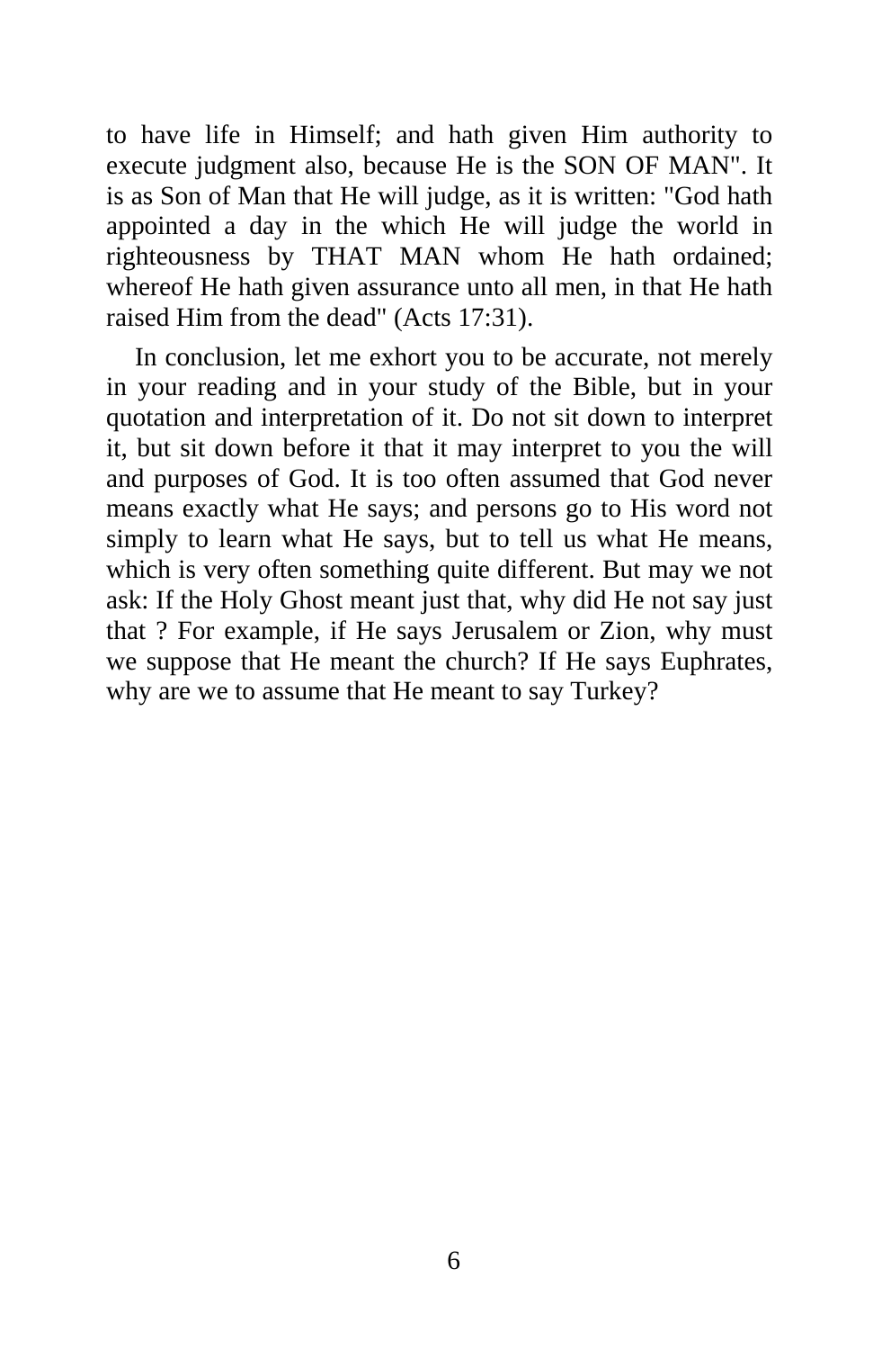to have life in Himself; and hath given Him authority to execute judgment also, because He is the SON OF MAN". It is as Son of Man that He will judge, as it is written: "God hath appointed a day in the which He will judge the world in righteousness by THAT MAN whom He hath ordained; whereof He hath given assurance unto all men, in that He hath raised Him from the dead" (Acts 17:31).

In conclusion, let me exhort you to be accurate, not merely in your reading and in your study of the Bible, but in your quotation and interpretation of it. Do not sit down to interpret it, but sit down before it that it may interpret to you the will and purposes of God. It is too often assumed that God never means exactly what He says; and persons go to His word not simply to learn what He says, but to tell us what He means, which is very often something quite different. But may we not ask: If the Holy Ghost meant just that, why did He not say just that ? For example, if He says Jerusalem or Zion, why must we suppose that He meant the church? If He says Euphrates, why are we to assume that He meant to say Turkey?